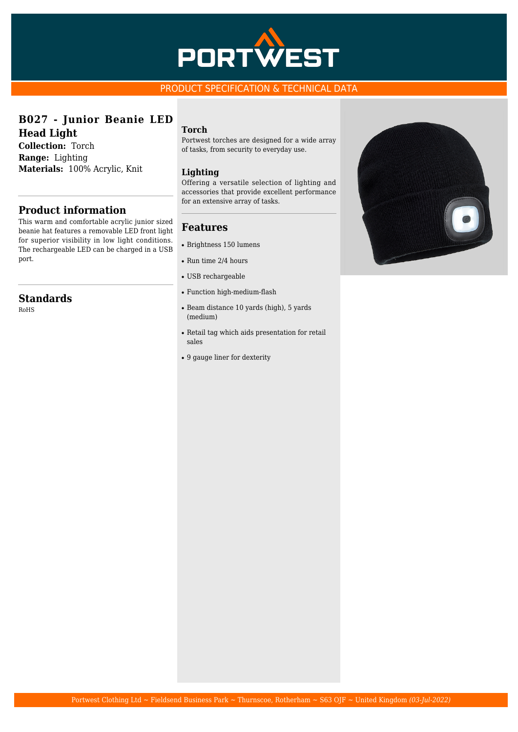# B027 - Junior Beanie LED Head Light

**Collection:** Torch
**Range:** Lighting
**Materials:** 100% Acrylic, Knit

## Product information

This warm and comfortable acrylic junior sized beanie hat features a removable LED front light for superior visibility in low light conditions. The rechargeable LED can be charged in a USB port.

## Standards

RoHS

### Torch

Portwest torches are designed for a wide array of tasks, from security to everyday use.

### Lighting

Offering a versatile selection of lighting and accessories that provide excellent performance for an extensive array of tasks.

## Features

- Brightness 150 lumens
- Run time 2/4 hours
- USB rechargeable
- Function high-medium-flash
- Beam distance 10 yards (high), 5 yards (medium)
- Retail tag which aids presentation for retail sales
- 9 gauge liner for dexterity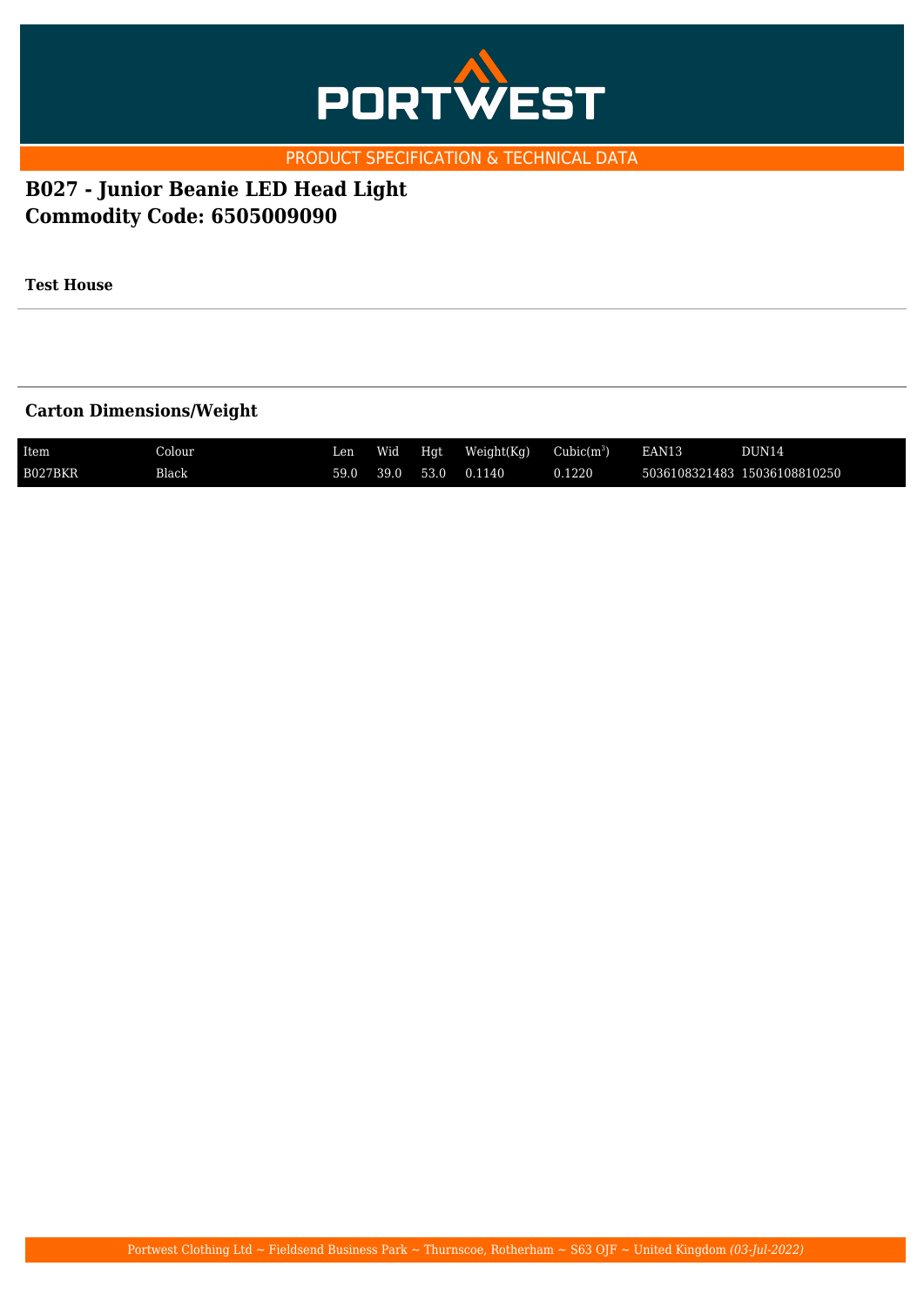PORTWEST

PRODUCT SPECIFICATION & TECHNICAL DATA

# B027 - Junior Beanie LED Head Light
# Commodity Code: 6505009090

### Test House

### Carton Dimensions/Weight

| Item | Colour | Len | Wid | Hgt | Weight(Kg) | Cubic($m^3$) | EAN13 | DUN14 |
|---|---|---|---|---|---|---|---|---|
| B027BKR | Black | 59.0 | 39.0 | 53.0 | 0.1140 | 0.1220 | 5036108321483 | 15036108810250 |

Portwest Clothing Ltd ~ Fieldsend Business Park ~ Thurnscoe, Rotherham ~ S63 OJF ~ United Kingdom *(03-Jul-2022)*